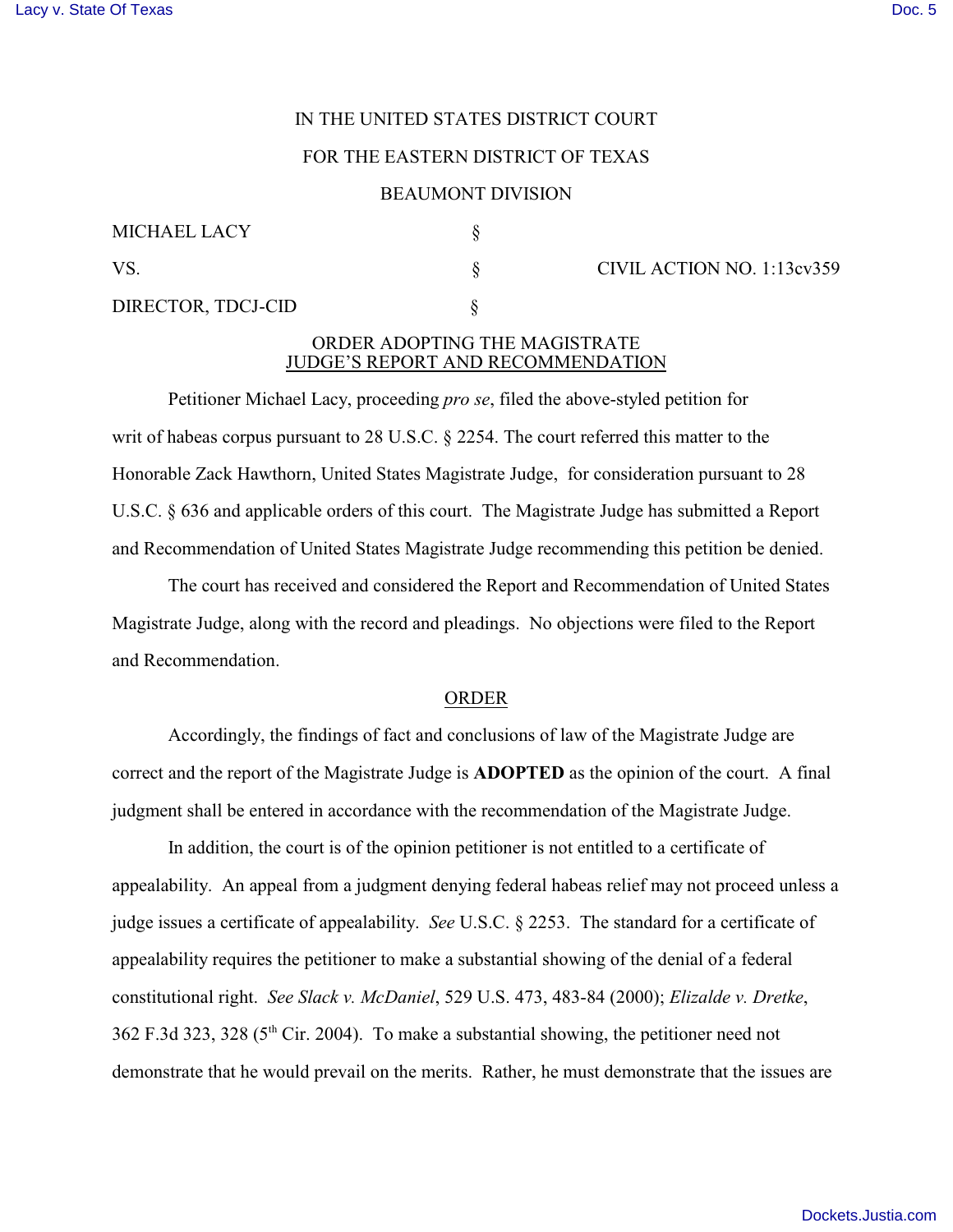IN THE UNITED STATES DISTRICT COURT

FOR THE EASTERN DISTRICT OF TEXAS

BEAUMONT DIVISION

| | | |
|---|---|---|
| MICHAEL LACY | § | |
| VS. | § | CIVIL ACTION NO. 1:13cv359 |
| DIRECTOR, TDCJ-CID | § | |

## ORDER ADOPTING THE MAGISTRATE JUDGE'S REPORT AND RECOMMENDATION

Petitioner Michael Lacy, proceeding *pro se*, filed the above-styled petition for writ of habeas corpus pursuant to 28 U.S.C. § 2254. The court referred this matter to the Honorable Zack Hawthorn, United States Magistrate Judge, for consideration pursuant to 28 U.S.C. § 636 and applicable orders of this court. The Magistrate Judge has submitted a Report and Recommendation of United States Magistrate Judge recommending this petition be denied.

The court has received and considered the Report and Recommendation of United States Magistrate Judge, along with the record and pleadings. No objections were filed to the Report and Recommendation.

## ORDER

Accordingly, the findings of fact and conclusions of law of the Magistrate Judge are correct and the report of the Magistrate Judge is **ADOPTED** as the opinion of the court. A final judgment shall be entered in accordance with the recommendation of the Magistrate Judge.

In addition, the court is of the opinion petitioner is not entitled to a certificate of appealability. An appeal from a judgment denying federal habeas relief may not proceed unless a judge issues a certificate of appealability. *See* U.S.C. § 2253. The standard for a certificate of appealability requires the petitioner to make a substantial showing of the denial of a federal constitutional right. *See Slack v. McDaniel*, 529 U.S. 473, 483-84 (2000); *Elizalde v. Dretke*, 362 F.3d 323, 328 (5th Cir. 2004). To make a substantial showing, the petitioner need not demonstrate that he would prevail on the merits. Rather, he must demonstrate that the issues are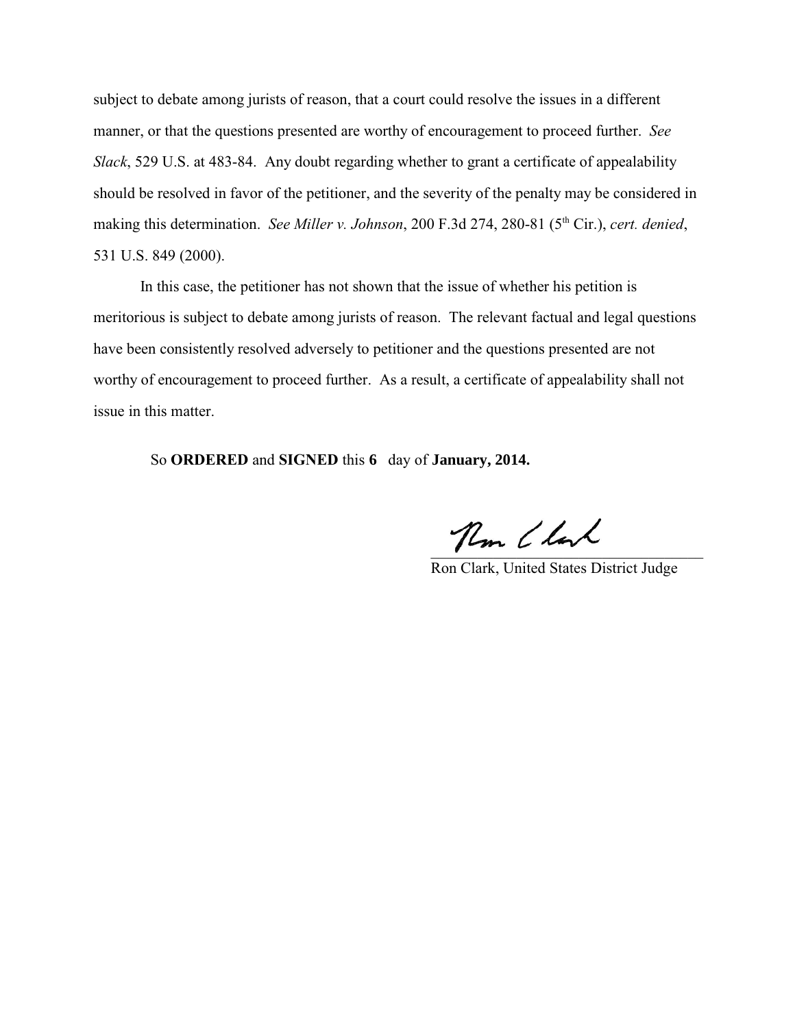subject to debate among jurists of reason, that a court could resolve the issues in a different manner, or that the questions presented are worthy of encouragement to proceed further. *See Slack*, 529 U.S. at 483-84. Any doubt regarding whether to grant a certificate of appealability should be resolved in favor of the petitioner, and the severity of the penalty may be considered in making this determination. *See Miller v. Johnson*, 200 F.3d 274, 280-81 (5th Cir.), *cert. denied*, 531 U.S. 849 (2000).

In this case, the petitioner has not shown that the issue of whether his petition is meritorious is subject to debate among jurists of reason. The relevant factual and legal questions have been consistently resolved adversely to petitioner and the questions presented are not worthy of encouragement to proceed further. As a result, a certificate of appealability shall not issue in this matter.

So **ORDERED** and **SIGNED** this **6** day of **January, 2014.**

Ron Clark, United States District Judge